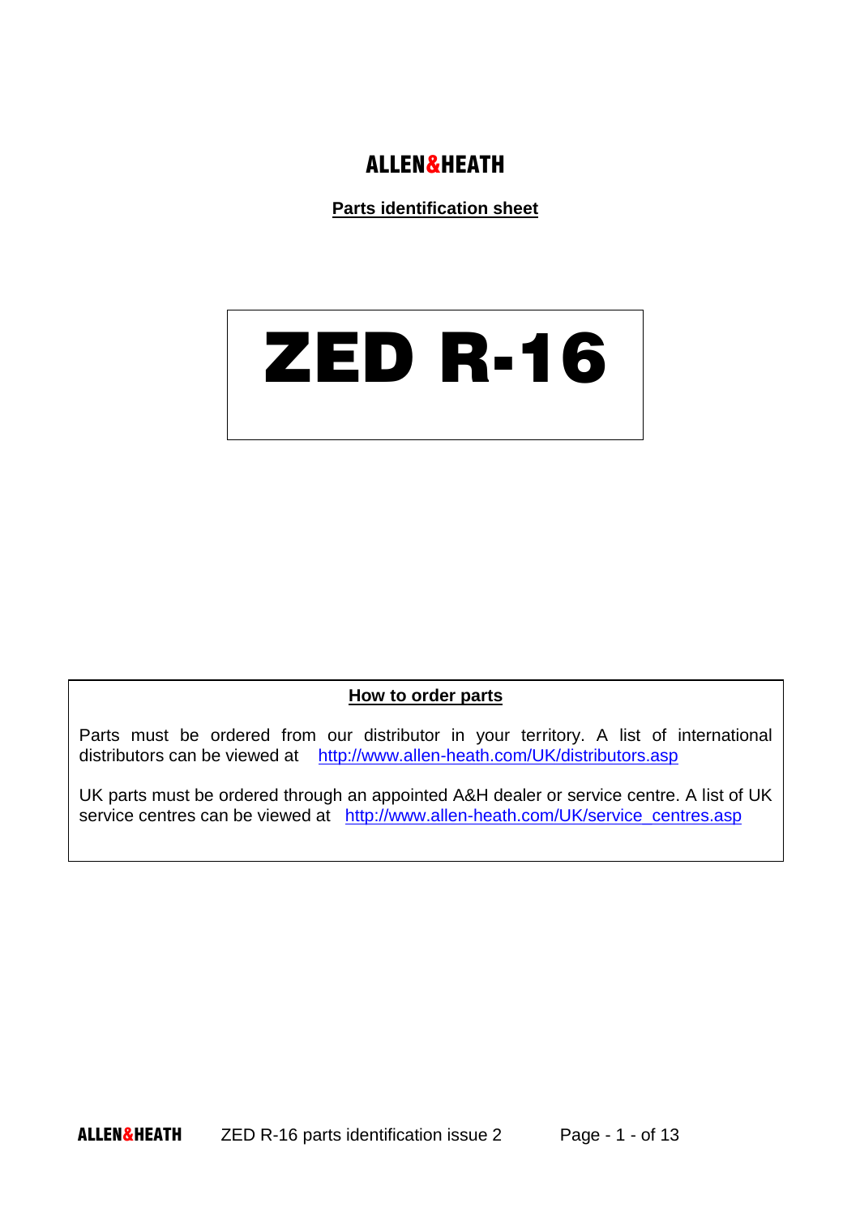# ALLEN&HEATH

**Parts identification sheet**

# ZED R-16

## How to order parts

Parts must be ordered from our distributor in your territory. A list of international distributors can be viewed at http://www.allen-heath.com/UK/distributors.asp

UK parts must be ordered through an appointed A&H dealer or service centre. A list of UK service centres can be viewed at http://www.allen-heath.com/UK/service_centres.asp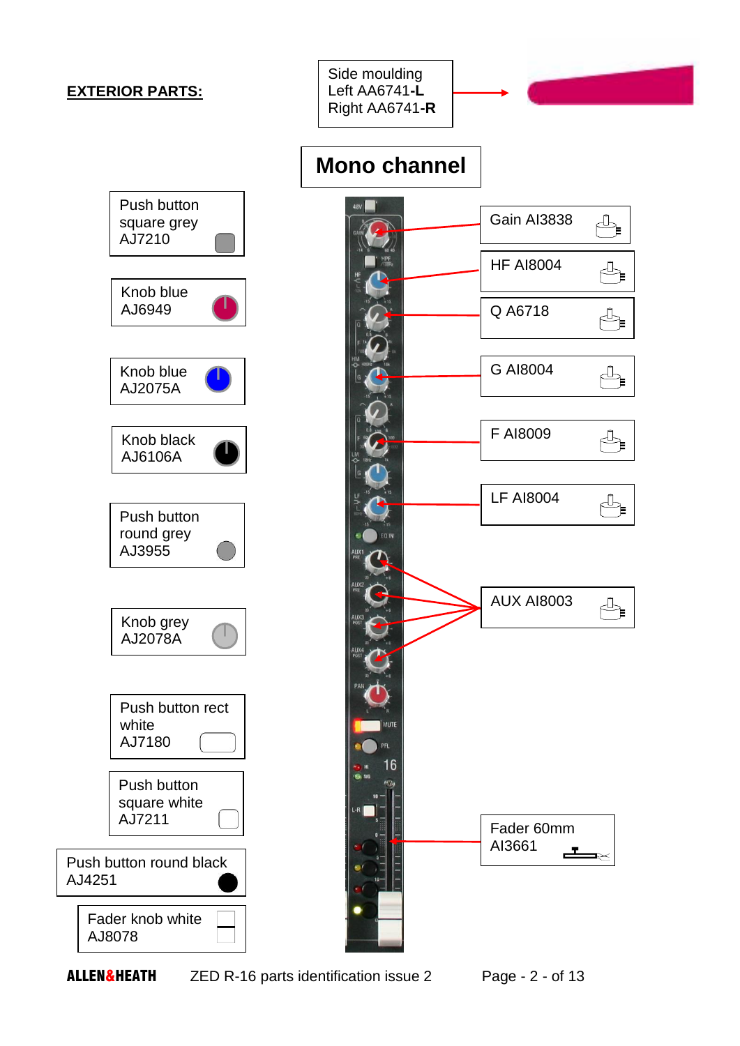**EXTERIOR PARTS:**

Side moulding
Left AA6741-**L**
Right AA6741-**R**

## Mono channel

Push button square grey AJ7210

Knob blue AJ6949

Knob blue AJ2075A

Knob black AJ6106A

Push button round grey AJ3955

Knob grey AJ2078A

Push button rect white AJ7180

Push button square white AJ7211

Push button round black AJ4251

Fader knob white AJ8078

Gain AI3838

HF AI8004

Q A6718

G AI8004

F AI8009

LF AI8004

AUX AI8003

Fader 60mm AI3661

ALLEN&HEATH ZED R-16 parts identification issue 2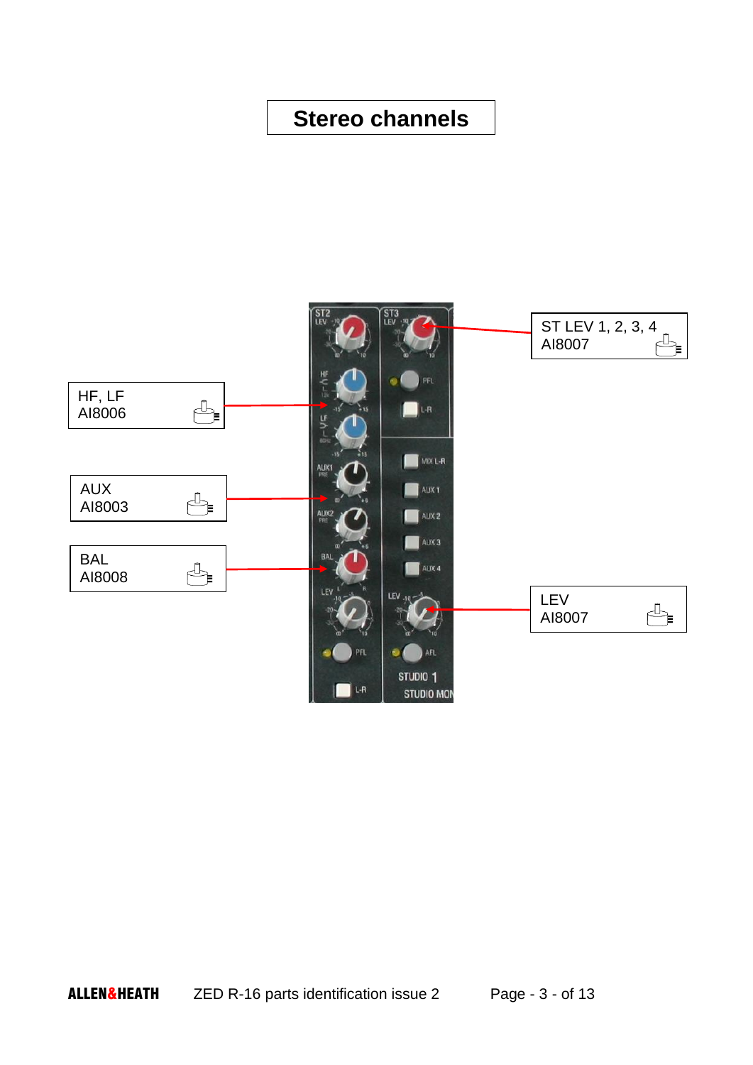# Stereo channels

ST LEV 1, 2, 3, 4
AI8007

HF, LF
AI8006

AUX
AI8003

BAL
AI8008

LEV
AI8007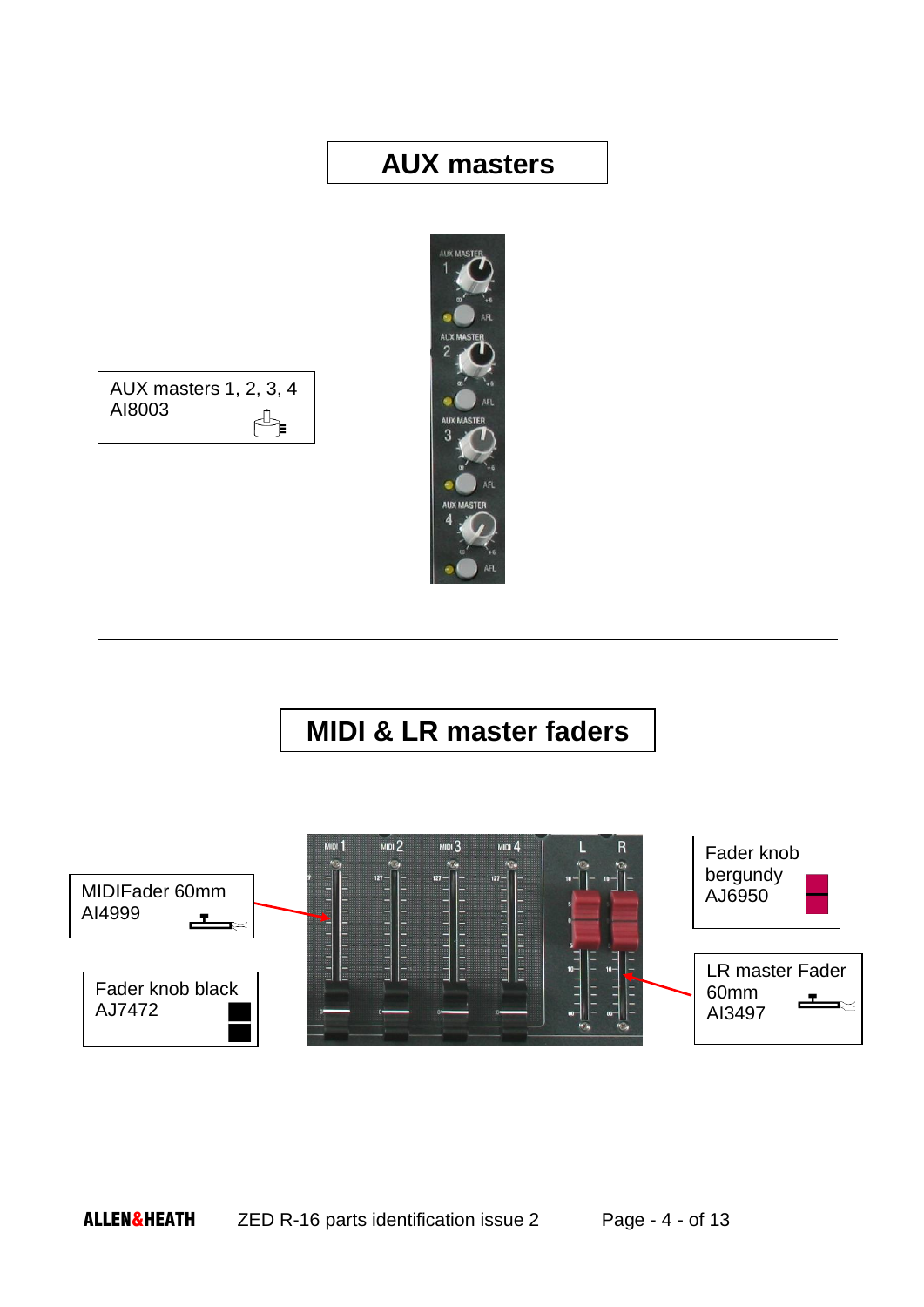# AUX masters

AUX masters 1, 2, 3, 4
AI8003

# MIDI & LR master faders

MIDIFader 60mm
AI4999

Fader knob black
AJ7472

Fader knob bergundy
AJ6950

LR master Fader 60mm
AI3497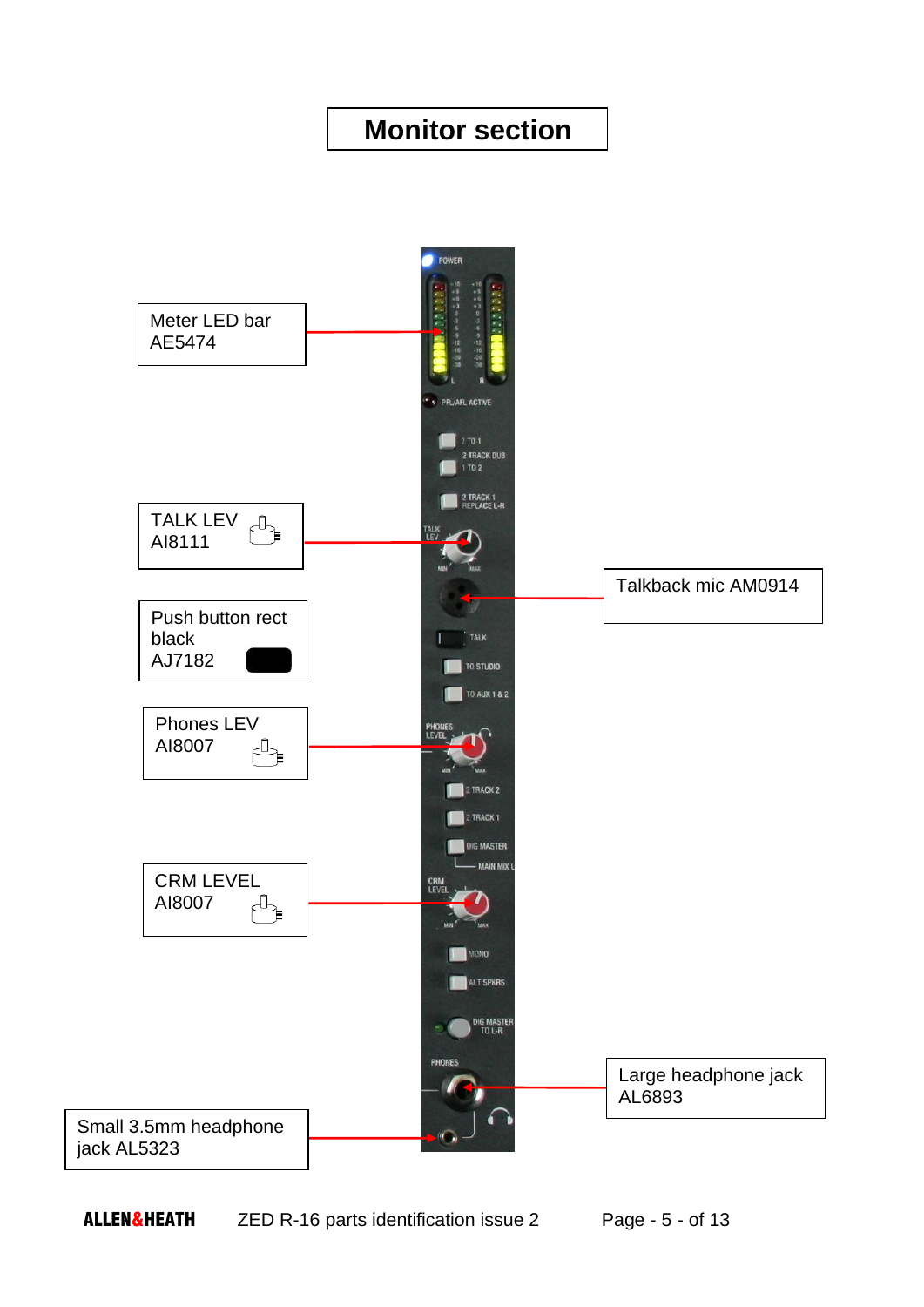# Monitor section

Meter LED bar AE5474

TALK LEV AI8111

Push button rect black AJ7182

Phones LEV AI8007

CRM LEVEL AI8007

Small 3.5mm headphone jack AL5323

Talkback mic AM0914

Large headphone jack AL6893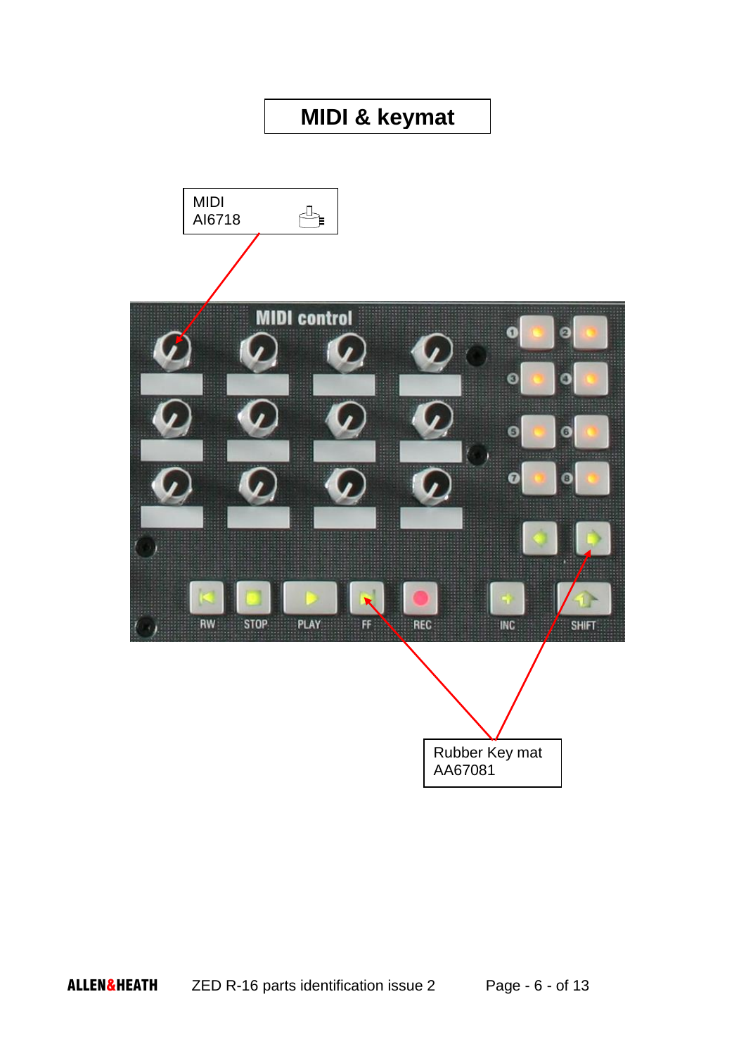# MIDI & keymat

MIDI
AI6718

Rubber Key mat
AA67081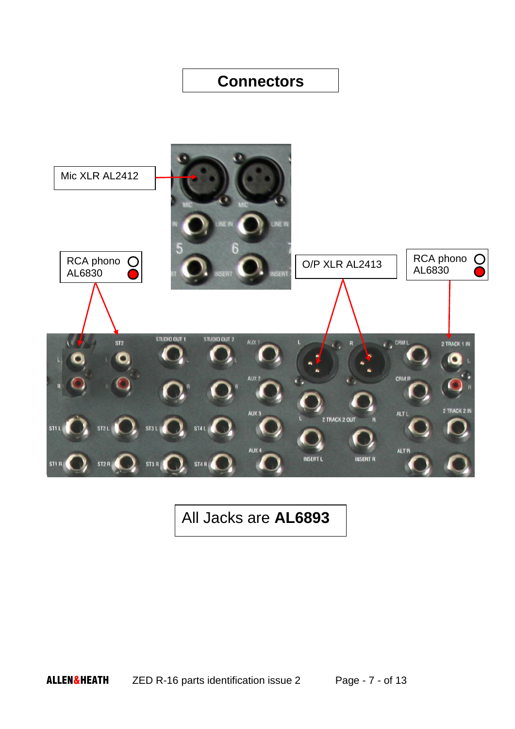# Connectors

Mic XLR AL2412

RCA phono AL6830

O/P XLR AL2413

RCA phono AL6830

All Jacks are **AL6893**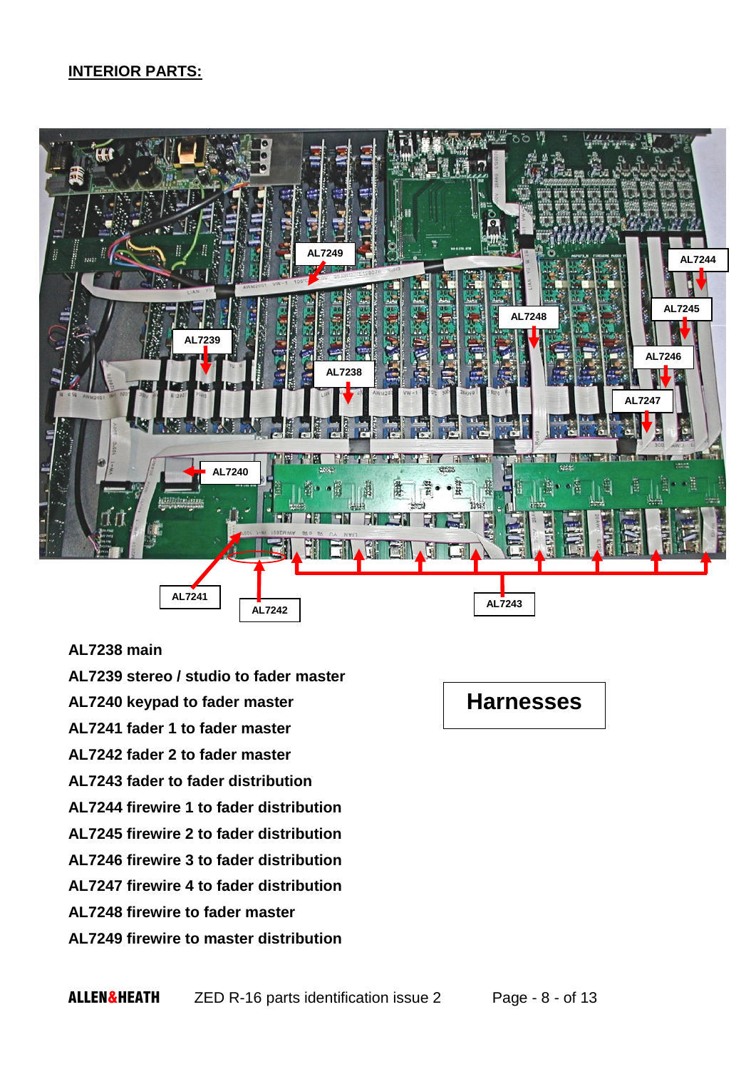**INTERIOR PARTS:**

**AL7238 main**

**AL7239 stereo / studio to fader master**

**AL7240 keypad to fader master**

**AL7241 fader 1 to fader master**

**AL7242 fader 2 to fader master**

**AL7243 fader to fader distribution**

**AL7244 firewire 1 to fader distribution**

**AL7245 firewire 2 to fader distribution**

**AL7246 firewire 3 to fader distribution**

**AL7247 firewire 4 to fader distribution**

**AL7248 firewire to fader master**

**AL7249 firewire to master distribution**

## Harnesses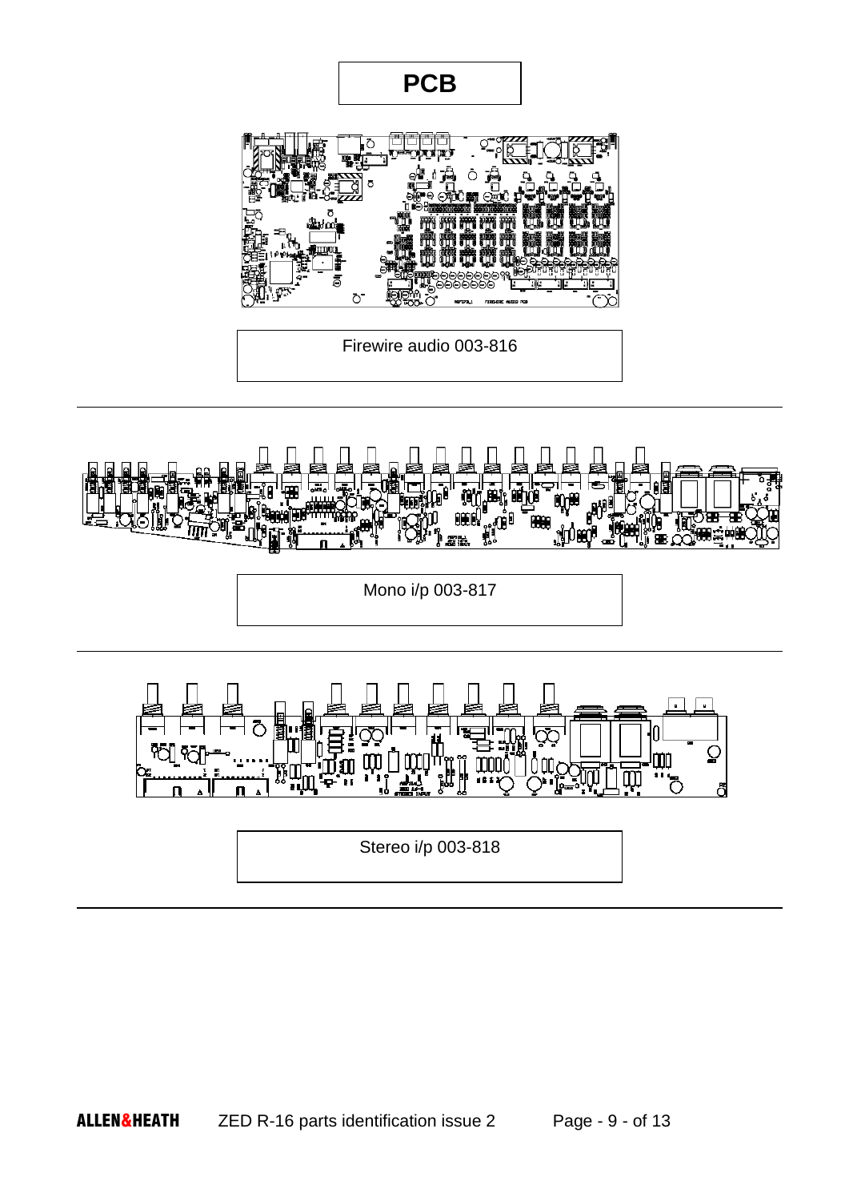# PCB

Firewire audio 003-816

---

Mono i/p 003-817

---

Stereo i/p 003-818

---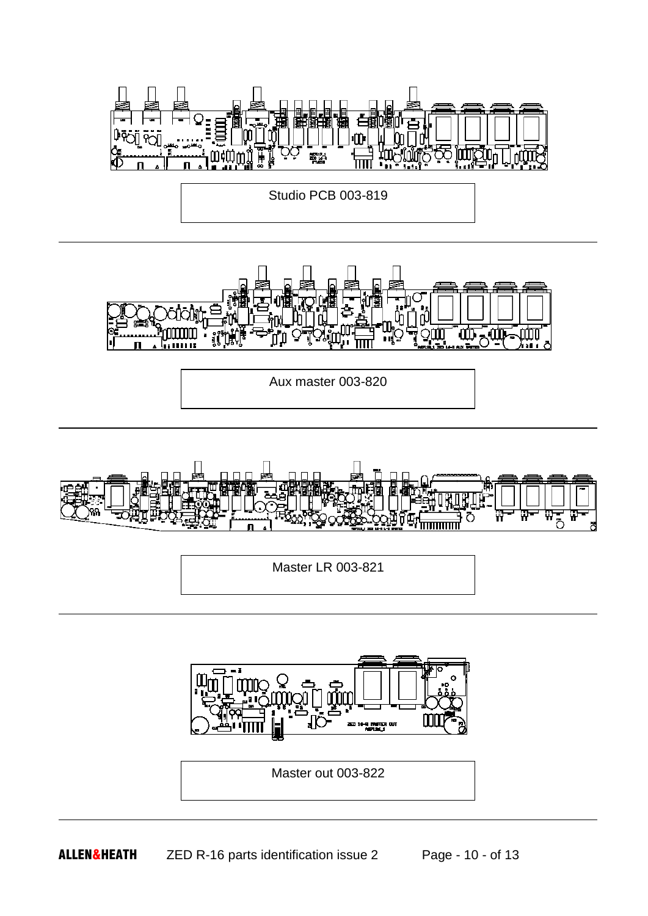Studio PCB 003-819

Aux master 003-820

Master LR 003-821

Master out 003-822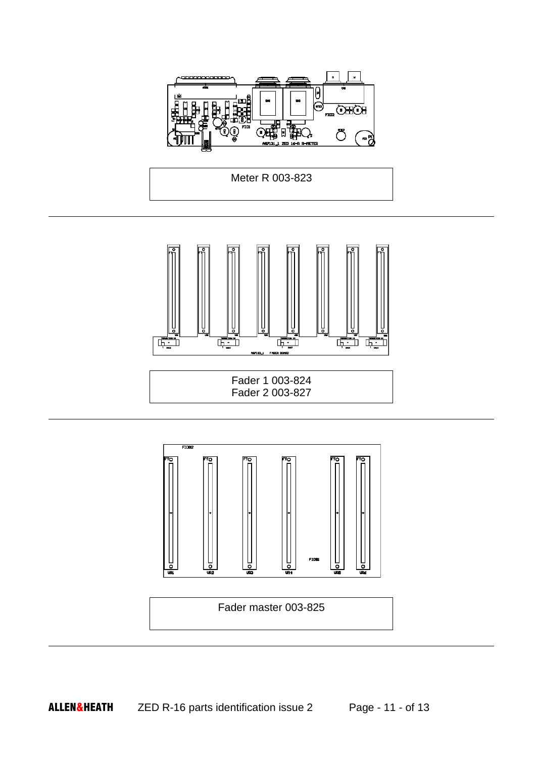Meter R 003-823

---

Fader 1 003-824
Fader 2 003-827

---

Fader master 003-825

---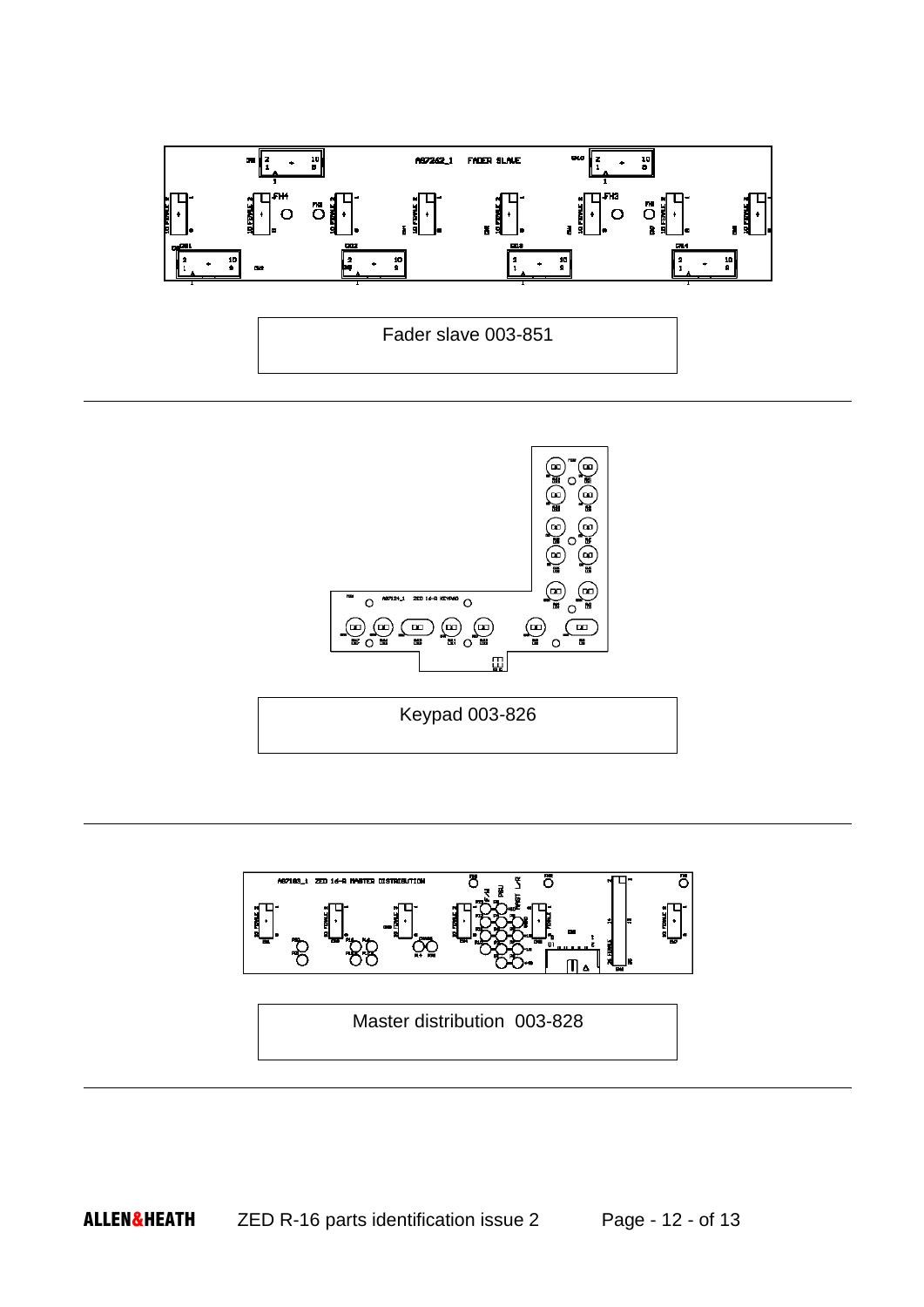Fader slave 003-851

---

Keypad 003-826

---

Master distribution 003-828

---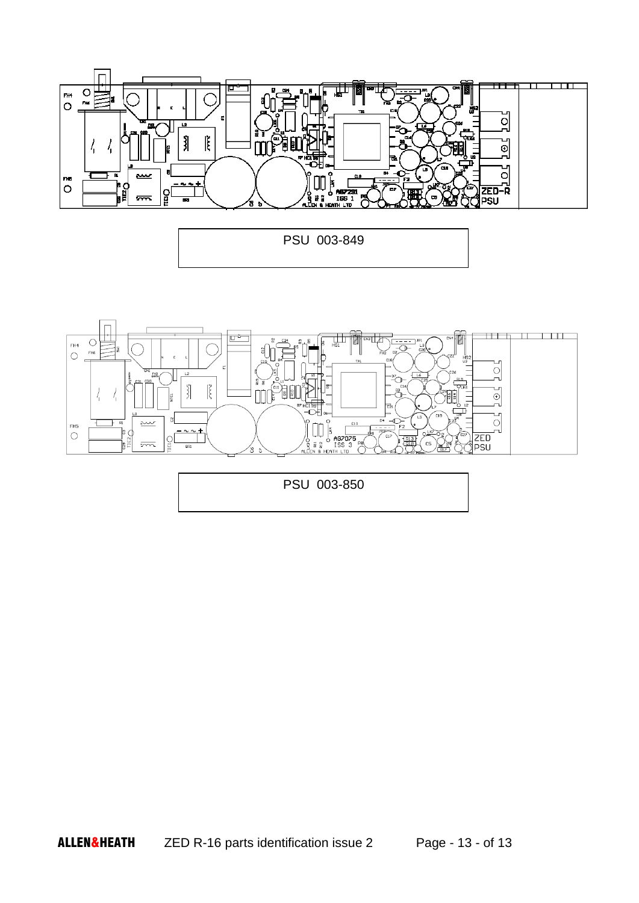PSU 003-849

PSU 003-850